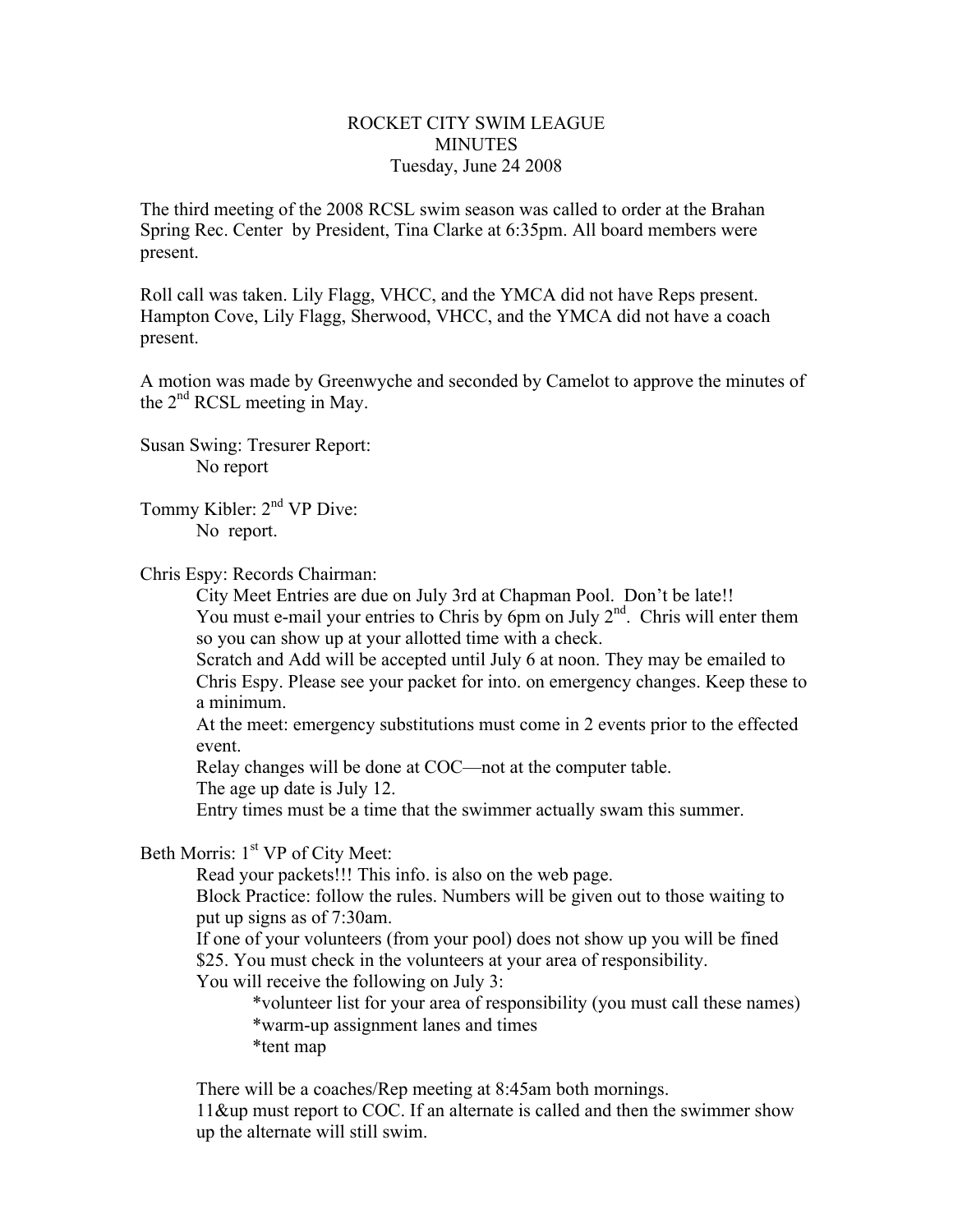# ROCKET CITY SWIM LEAGUE
## MINUTES
### Tuesday, June 24 2008

The third meeting of the 2008 RCSL swim season was called to order at the Brahan Spring Rec. Center by President, Tina Clarke at 6:35pm. All board members were present.

Roll call was taken. Lily Flagg, VHCC, and the YMCA did not have Reps present. Hampton Cove, Lily Flagg, Sherwood, VHCC, and the YMCA did not have a coach present.

A motion was made by Greenwyche and seconded by Camelot to approve the minutes of the 2nd RCSL meeting in May.

Susan Swing: Tresurer Report:

No report

Tommy Kibler: 2nd VP Dive:

No report.

Chris Espy: Records Chairman:

City Meet Entries are due on July 3rd at Chapman Pool. Don't be late!!
You must e-mail your entries to Chris by 6pm on July 2nd. Chris will enter them so you can show up at your allotted time with a check.
Scratch and Add will be accepted until July 6 at noon. They may be emailed to Chris Espy. Please see your packet for into. on emergency changes. Keep these to a minimum.
At the meet: emergency substitutions must come in 2 events prior to the effected event.
Relay changes will be done at COC—not at the computer table.
The age up date is July 12.
Entry times must be a time that the swimmer actually swam this summer.

Beth Morris: 1st VP of City Meet:

Read your packets!!! This info. is also on the web page.
Block Practice: follow the rules. Numbers will be given out to those waiting to put up signs as of 7:30am.
If one of your volunteers (from your pool) does not show up you will be fined \$25. You must check in the volunteers at your area of responsibility.
You will receive the following on July 3:

*volunteer list for your area of responsibility (you must call these names)
*warm-up assignment lanes and times
*tent map

There will be a coaches/Rep meeting at 8:45am both mornings.
11&up must report to COC. If an alternate is called and then the swimmer show up the alternate will still swim.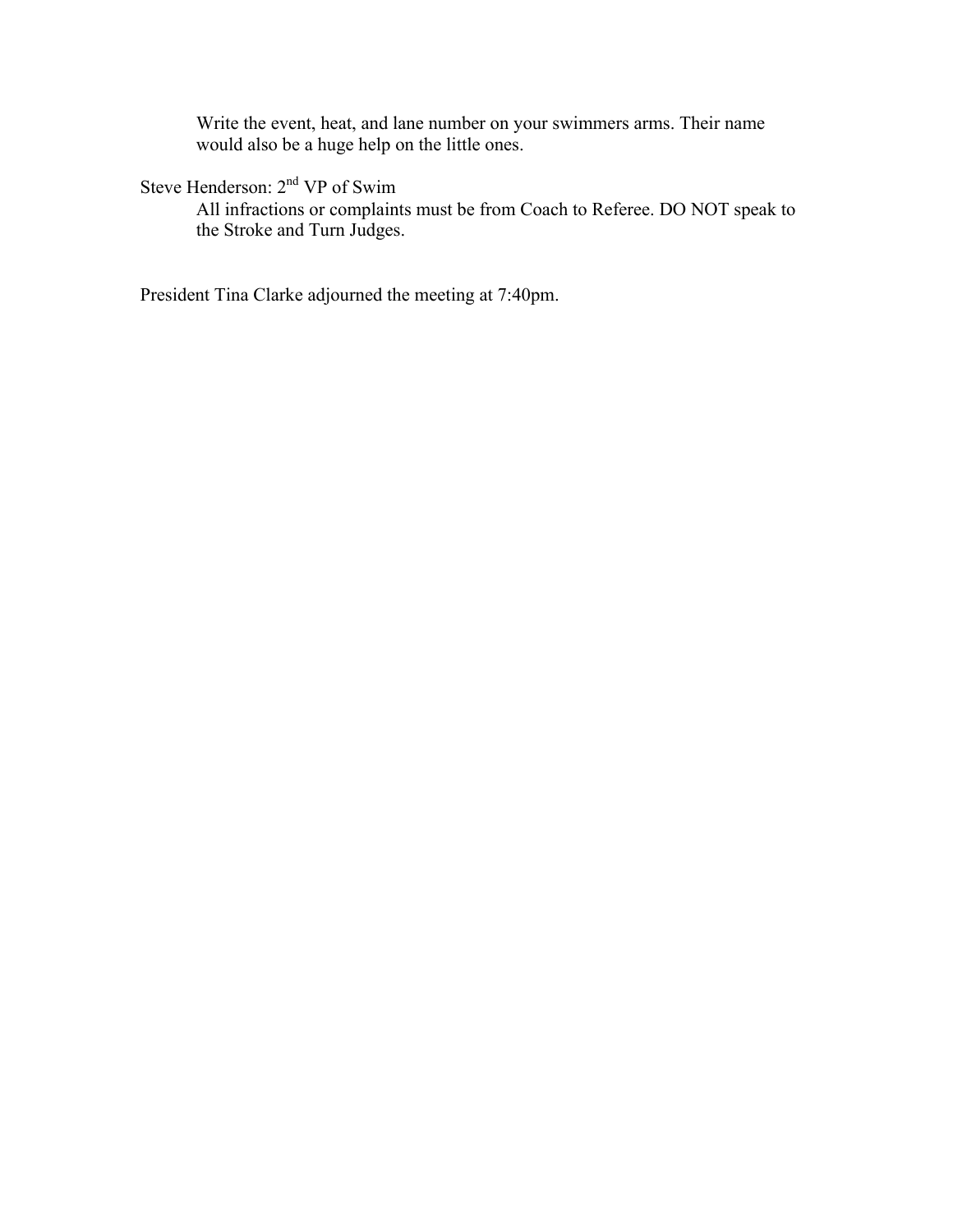Write the event, heat, and lane number on your swimmers arms. Their name would also be a huge help on the little ones.

Steve Henderson: 2nd VP of Swim

All infractions or complaints must be from Coach to Referee. DO NOT speak to the Stroke and Turn Judges.

President Tina Clarke adjourned the meeting at 7:40pm.